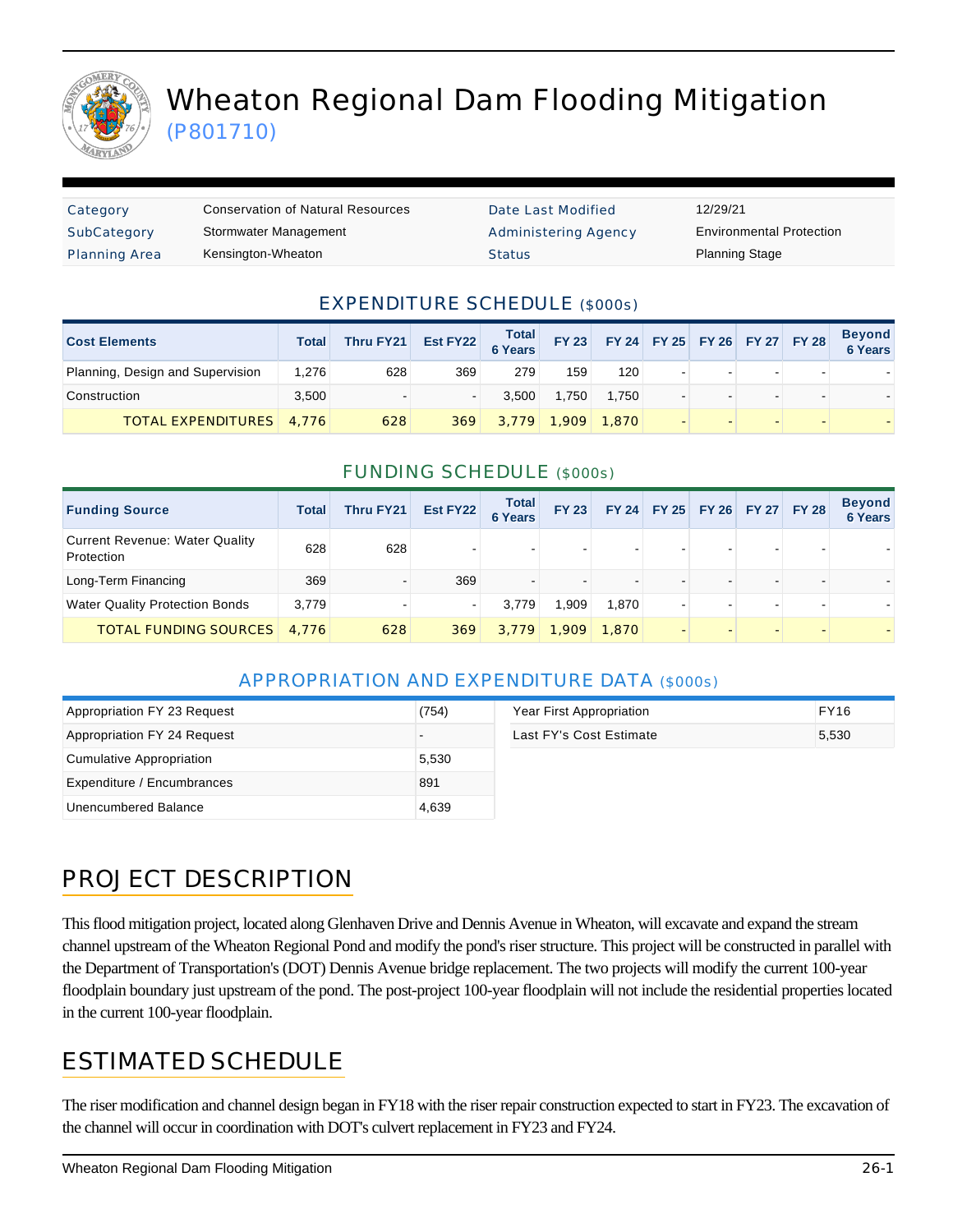# Wheaton Regional Dam Flooding Mitigation

(P801710)

| Category | Conservation of Natural Resources | Date Last Modified | 12/29/21 |
|---|---|---|---|
| SubCategory | Stormwater Management | Administering Agency | Environmental Protection |
| Planning Area | Kensington-Wheaton | Status | Planning Stage |

## EXPENDITURE SCHEDULE ($000s)

| Cost Elements | Total | Thru FY21 | Est FY22 | Total 6 Years | FY 23 | FY 24 | FY 25 | FY 26 | FY 27 | FY 28 | Beyond 6 Years |
|---|---|---|---|---|---|---|---|---|---|---|---|
| Planning, Design and Supervision | 1,276 | 628 | 369 | 279 | 159 | 120 | - | - | - | - | - |
| Construction | 3,500 | - | - | 3,500 | 1,750 | 1,750 | - | - | - | - | - |
| TOTAL EXPENDITURES | 4,776 | 628 | 369 | 3,779 | 1,909 | 1,870 | - | - | - | - | - |

## FUNDING SCHEDULE ($000s)

| Funding Source | Total | Thru FY21 | Est FY22 | Total 6 Years | FY 23 | FY 24 | FY 25 | FY 26 | FY 27 | FY 28 | Beyond 6 Years |
|---|---|---|---|---|---|---|---|---|---|---|---|
| Current Revenue: Water Quality Protection | 628 | 628 | - | - | - | - | - | - | - | - | - |
| Long-Term Financing | 369 | - | 369 | - | - | - | - | - | - | - | - |
| Water Quality Protection Bonds | 3,779 | - | - | 3,779 | 1,909 | 1,870 | - | - | - | - | - |
| TOTAL FUNDING SOURCES | 4,776 | 628 | 369 | 3,779 | 1,909 | 1,870 | - | - | - | - | - |

## APPROPRIATION AND EXPENDITURE DATA ($000s)

| | |
|---|---|
| Appropriation FY 23 Request | (754) |
| Appropriation FY 24 Request | - |
| Cumulative Appropriation | 5,530 |
| Expenditure / Encumbrances | 891 |
| Unencumbered Balance | 4,639 |

| | |
|---|---|
| Year First Appropriation | FY16 |
| Last FY's Cost Estimate | 5,530 |

## PROJECT DESCRIPTION

This flood mitigation project, located along Glenhaven Drive and Dennis Avenue in Wheaton, will excavate and expand the stream channel upstream of the Wheaton Regional Pond and modify the pond's riser structure. This project will be constructed in parallel with the Department of Transportation's (DOT) Dennis Avenue bridge replacement. The two projects will modify the current 100-year floodplain boundary just upstream of the pond. The post-project 100-year floodplain will not include the residential properties located in the current 100-year floodplain.

## ESTIMATED SCHEDULE

The riser modification and channel design began in FY18 with the riser repair construction expected to start in FY23. The excavation of the channel will occur in coordination with DOT's culvert replacement in FY23 and FY24.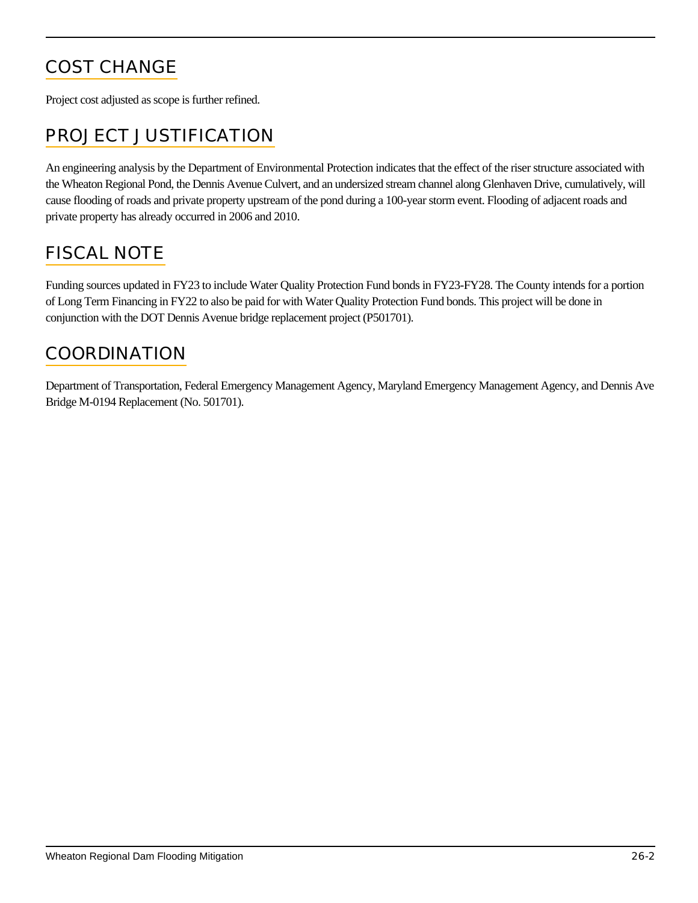## COST CHANGE

Project cost adjusted as scope is further refined.

## PROJECT JUSTIFICATION

An engineering analysis by the Department of Environmental Protection indicates that the effect of the riser structure associated with the Wheaton Regional Pond, the Dennis Avenue Culvert, and an undersized stream channel along Glenhaven Drive, cumulatively, will cause flooding of roads and private property upstream of the pond during a 100-year storm event. Flooding of adjacent roads and private property has already occurred in 2006 and 2010.

## FISCAL NOTE

Funding sources updated in FY23 to include Water Quality Protection Fund bonds in FY23-FY28. The County intends for a portion of Long Term Financing in FY22 to also be paid for with Water Quality Protection Fund bonds. This project will be done in conjunction with the DOT Dennis Avenue bridge replacement project (P501701).

## COORDINATION

Department of Transportation, Federal Emergency Management Agency, Maryland Emergency Management Agency, and Dennis Ave Bridge M-0194 Replacement (No. 501701).